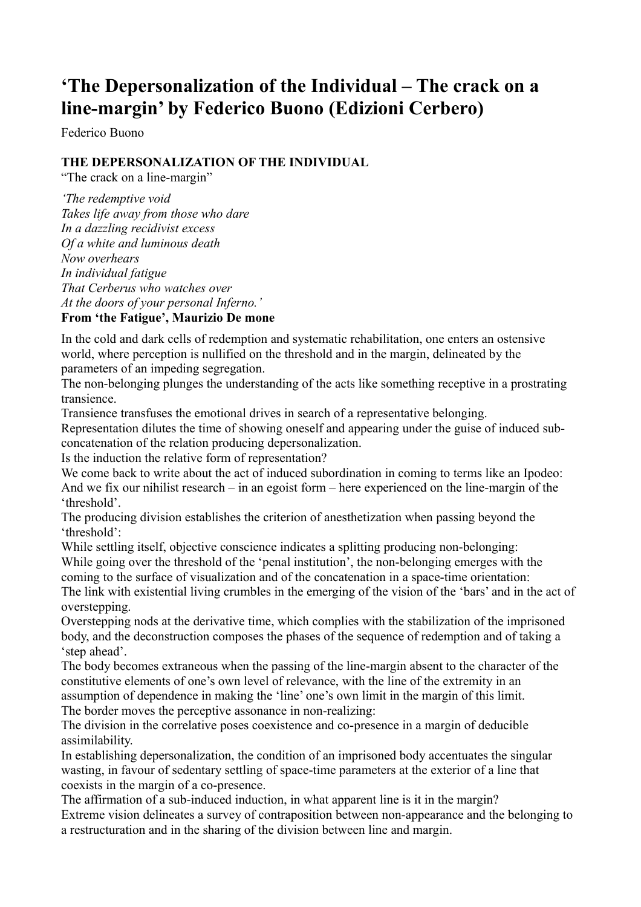# 'The Depersonalization of the Individual – The crack on a line-margin' by Federico Buono (Edizioni Cerbero)

Federico Buono

**THE DEPERSONALIZATION OF THE INDIVIDUAL**
"The crack on a line-margin"

*'The redemptive void*
*Takes life away from those who dare*
*In a dazzling recidivist excess*
*Of a white and luminous death*
*Now overhears*
*In individual fatigue*
*That Cerberus who watches over*
*At the doors of your personal Inferno.'*
**From 'the Fatigue', Maurizio De mone**

In the cold and dark cells of redemption and systematic rehabilitation, one enters an ostensive world, where perception is nullified on the threshold and in the margin, delineated by the parameters of an impeding segregation.
The non-belonging plunges the understanding of the acts like something receptive in a prostrating transience.
Transience transfuses the emotional drives in search of a representative belonging.
Representation dilutes the time of showing oneself and appearing under the guise of induced sub-concatenation of the relation producing depersonalization.
Is the induction the relative form of representation?
We come back to write about the act of induced subordination in coming to terms like an Ipodeo:
And we fix our nihilist research – in an egoist form – here experienced on the line-margin of the 'threshold'.
The producing division establishes the criterion of anesthetization when passing beyond the 'threshold':
While settling itself, objective conscience indicates a splitting producing non-belonging:
While going over the threshold of the 'penal institution', the non-belonging emerges with the coming to the surface of visualization and of the concatenation in a space-time orientation:
The link with existential living crumbles in the emerging of the vision of the 'bars' and in the act of overstepping.
Overstepping nods at the derivative time, which complies with the stabilization of the imprisoned body, and the deconstruction composes the phases of the sequence of redemption and of taking a 'step ahead'.
The body becomes extraneous when the passing of the line-margin absent to the character of the constitutive elements of one's own level of relevance, with the line of the extremity in an assumption of dependence in making the 'line' one's own limit in the margin of this limit.
The border moves the perceptive assonance in non-realizing:
The division in the correlative poses coexistence and co-presence in a margin of deducible assimilability.
In establishing depersonalization, the condition of an imprisoned body accentuates the singular wasting, in favour of sedentary settling of space-time parameters at the exterior of a line that coexists in the margin of a co-presence.
The affirmation of a sub-induced induction, in what apparent line is it in the margin?
Extreme vision delineates a survey of contraposition between non-appearance and the belonging to a restructuration and in the sharing of the division between line and margin.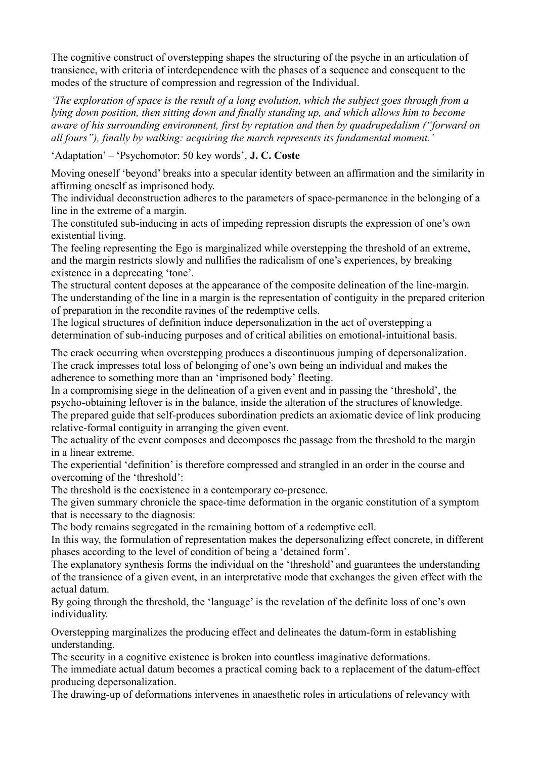The cognitive construct of overstepping shapes the structuring of the psyche in an articulation of transience, with criteria of interdependence with the phases of a sequence and consequent to the modes of the structure of compression and regression of the Individual.

*'The exploration of space is the result of a long evolution, which the subject goes through from a lying down position, then sitting down and finally standing up, and which allows him to become aware of his surrounding environment, first by reptation and then by quadrupedalism ("forward on all fours"), finally by walking: acquiring the march represents its fundamental moment.'*

'Adaptation' – 'Psychomotor: 50 key words', **J. C. Coste**

Moving oneself 'beyond' breaks into a specular identity between an affirmation and the similarity in affirming oneself as imprisoned body.
The individual deconstruction adheres to the parameters of space-permanence in the belonging of a line in the extreme of a margin.
The constituted sub-inducing in acts of impeding repression disrupts the expression of one's own existential living.
The feeling representing the Ego is marginalized while overstepping the threshold of an extreme, and the margin restricts slowly and nullifies the radicalism of one's experiences, by breaking existence in a deprecating 'tone'.
The structural content deposes at the appearance of the composite delineation of the line-margin.
The understanding of the line in a margin is the representation of contiguity in the prepared criterion of preparation in the recondite ravines of the redemptive cells.
The logical structures of definition induce depersonalization in the act of overstepping a determination of sub-inducing purposes and of critical abilities on emotional-intuitional basis.

The crack occurring when overstepping produces a discontinuous jumping of depersonalization.
The crack impresses total loss of belonging of one's own being an individual and makes the adherence to something more than an 'imprisoned body' fleeting.
In a compromising siege in the delineation of a given event and in passing the 'threshold', the psycho-obtaining leftover is in the balance, inside the alteration of the structures of knowledge.
The prepared guide that self-produces subordination predicts an axiomatic device of link producing relative-formal contiguity in arranging the given event.
The actuality of the event composes and decomposes the passage from the threshold to the margin in a linear extreme.
The experiential 'definition' is therefore compressed and strangled in an order in the course and overcoming of the 'threshold':
The threshold is the coexistence in a contemporary co-presence.
The given summary chronicle the space-time deformation in the organic constitution of a symptom that is necessary to the diagnosis:
The body remains segregated in the remaining bottom of a redemptive cell.
In this way, the formulation of representation makes the depersonalizing effect concrete, in different phases according to the level of condition of being a 'detained form'.
The explanatory synthesis forms the individual on the 'threshold' and guarantees the understanding of the transience of a given event, in an interpretative mode that exchanges the given effect with the actual datum.
By going through the threshold, the 'language' is the revelation of the definite loss of one's own individuality.

Overstepping marginalizes the producing effect and delineates the datum-form in establishing understanding.
The security in a cognitive existence is broken into countless imaginative deformations.
The immediate actual datum becomes a practical coming back to a replacement of the datum-effect producing depersonalization.
The drawing-up of deformations intervenes in anaesthetic roles in articulations of relevancy with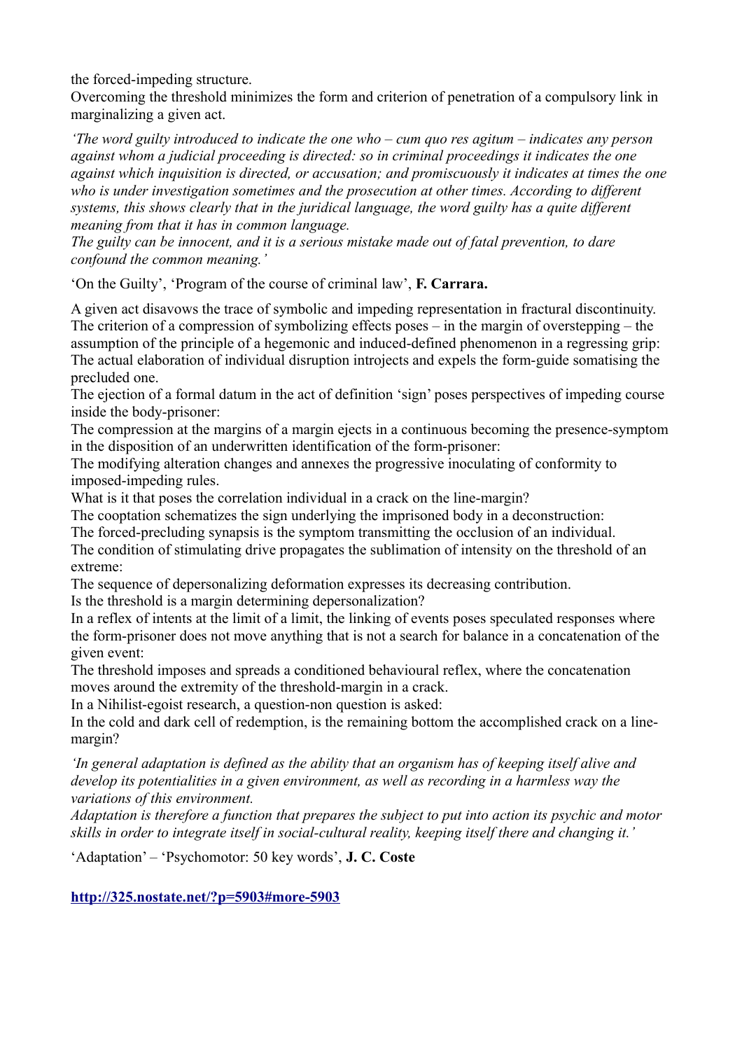the forced-impeding structure.
Overcoming the threshold minimizes the form and criterion of penetration of a compulsory link in marginalizing a given act.

*'The word guilty introduced to indicate the one who – cum quo res agitum – indicates any person against whom a judicial proceeding is directed: so in criminal proceedings it indicates the one against which inquisition is directed, or accusation; and promiscuously it indicates at times the one who is under investigation sometimes and the prosecution at other times. According to different systems, this shows clearly that in the juridical language, the word guilty has a quite different meaning from that it has in common language.*
*The guilty can be innocent, and it is a serious mistake made out of fatal prevention, to dare confound the common meaning.'*

'On the Guilty', 'Program of the course of criminal law', **F. Carrara.**

A given act disavows the trace of symbolic and impeding representation in fractural discontinuity.
The criterion of a compression of symbolizing effects poses – in the margin of overstepping – the assumption of the principle of a hegemonic and induced-defined phenomenon in a regressing grip:
The actual elaboration of individual disruption introjects and expels the form-guide somatising the precluded one.
The ejection of a formal datum in the act of definition 'sign' poses perspectives of impeding course inside the body-prisoner:
The compression at the margins of a margin ejects in a continuous becoming the presence-symptom in the disposition of an underwritten identification of the form-prisoner:
The modifying alteration changes and annexes the progressive inoculating of conformity to imposed-impeding rules.
What is it that poses the correlation individual in a crack on the line-margin?
The cooptation schematizes the sign underlying the imprisoned body in a deconstruction:
The forced-precluding synapsis is the symptom transmitting the occlusion of an individual.
The condition of stimulating drive propagates the sublimation of intensity on the threshold of an extreme:
The sequence of depersonalizing deformation expresses its decreasing contribution.
Is the threshold is a margin determining depersonalization?
In a reflex of intents at the limit of a limit, the linking of events poses speculated responses where the form-prisoner does not move anything that is not a search for balance in a concatenation of the given event:
The threshold imposes and spreads a conditioned behavioural reflex, where the concatenation moves around the extremity of the threshold-margin in a crack.
In a Nihilist-egoist research, a question-non question is asked:
In the cold and dark cell of redemption, is the remaining bottom the accomplished crack on a line-margin?

*'In general adaptation is defined as the ability that an organism has of keeping itself alive and develop its potentialities in a given environment, as well as recording in a harmless way the variations of this environment.*
*Adaptation is therefore a function that prepares the subject to put into action its psychic and motor skills in order to integrate itself in social-cultural reality, keeping itself there and changing it.'*

'Adaptation' – 'Psychomotor: 50 key words', **J. C. Coste**

**http://325.nostate.net/?p=5903#more-5903**